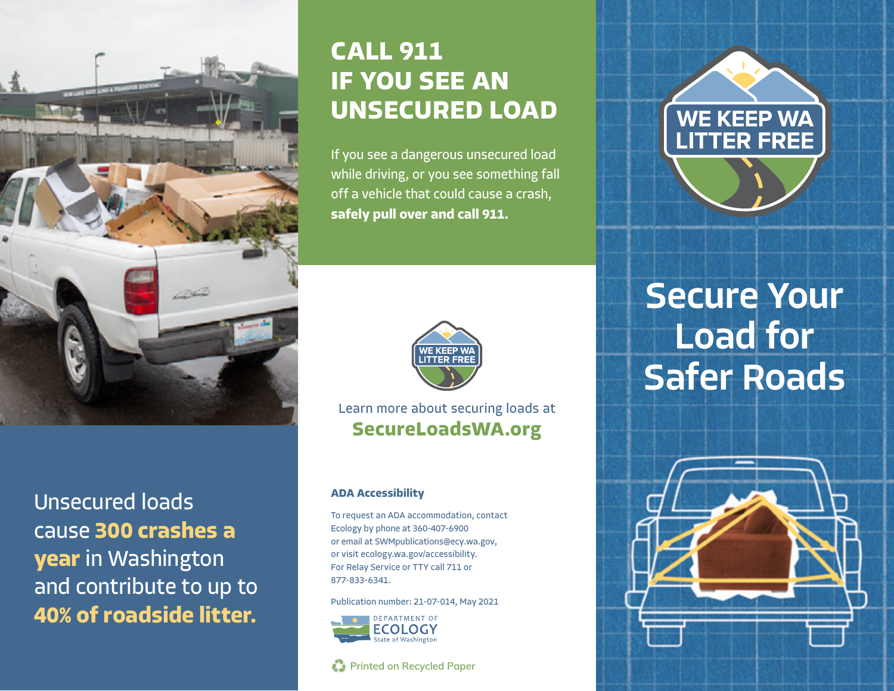# Secure Your Load for Safer Roads

WE KEEP WA LITTER FREE

Unsecured loads cause **300 crashes a year** in Washington and contribute to up to **40% of roadside litter.**

## CALL 911 IF YOU SEE AN UNSECURED LOAD

If you see a dangerous unsecured load while driving, or you see something fall off a vehicle that could cause a crash, **safely pull over and call 911.**

WE KEEP WA LITTER FREE

Learn more about securing loads at **SecureLoadsWA.org**

### ADA Accessibility

To request an ADA accommodation, contact Ecology by phone at 360-407-6900 or email at SWMpublications@ecy.wa.gov, or visit ecology.wa.gov/accessibility. For Relay Service or TTY call 711 or 877-833-6341.

Publication number: 21-07-014, May 2021

DEPARTMENT OF ECOLOGY State of Washington

Printed on Recycled Paper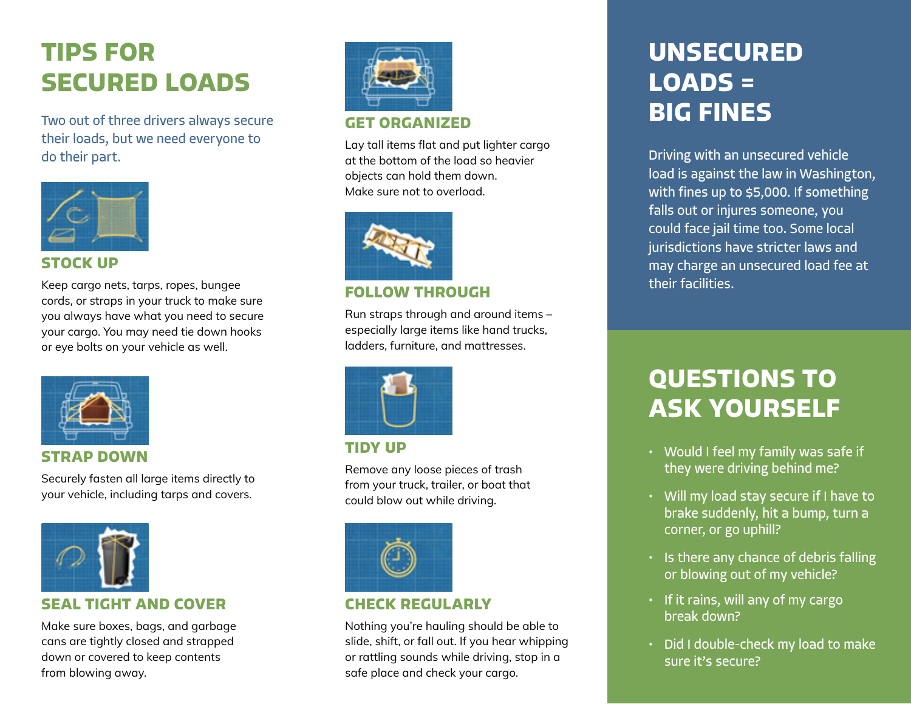# TIPS FOR SECURED LOADS

Two out of three drivers always secure their loads, but we need everyone to do their part.

### STOCK UP

Keep cargo nets, tarps, ropes, bungee cords, or straps in your truck to make sure you always have what you need to secure your cargo. You may need tie down hooks or eye bolts on your vehicle as well.

### STRAP DOWN

Securely fasten all large items directly to your vehicle, including tarps and covers.

### SEAL TIGHT AND COVER

Make sure boxes, bags, and garbage cans are tightly closed and strapped down or covered to keep contents from blowing away.

### GET ORGANIZED

Lay tall items flat and put lighter cargo at the bottom of the load so heavier objects can hold them down. Make sure not to overload.

### FOLLOW THROUGH

Run straps through and around items – especially large items like hand trucks, ladders, furniture, and mattresses.

### TIDY UP

Remove any loose pieces of trash from your truck, trailer, or boat that could blow out while driving.

### CHECK REGULARLY

Nothing you're hauling should be able to slide, shift, or fall out. If you hear whipping or rattling sounds while driving, stop in a safe place and check your cargo.

# UNSECURED LOADS = BIG FINES

Driving with an unsecured vehicle load is against the law in Washington, with fines up to $5,000. If something falls out or injures someone, you could face jail time too. Some local jurisdictions have stricter laws and may charge an unsecured load fee at their facilities.

# QUESTIONS TO ASK YOURSELF

- Would I feel my family was safe if they were driving behind me?
- Will my load stay secure if I have to brake suddenly, hit a bump, turn a corner, or go uphill?
- Is there any chance of debris falling or blowing out of my vehicle?
- If it rains, will any of my cargo break down?
- Did I double-check my load to make sure it's secure?